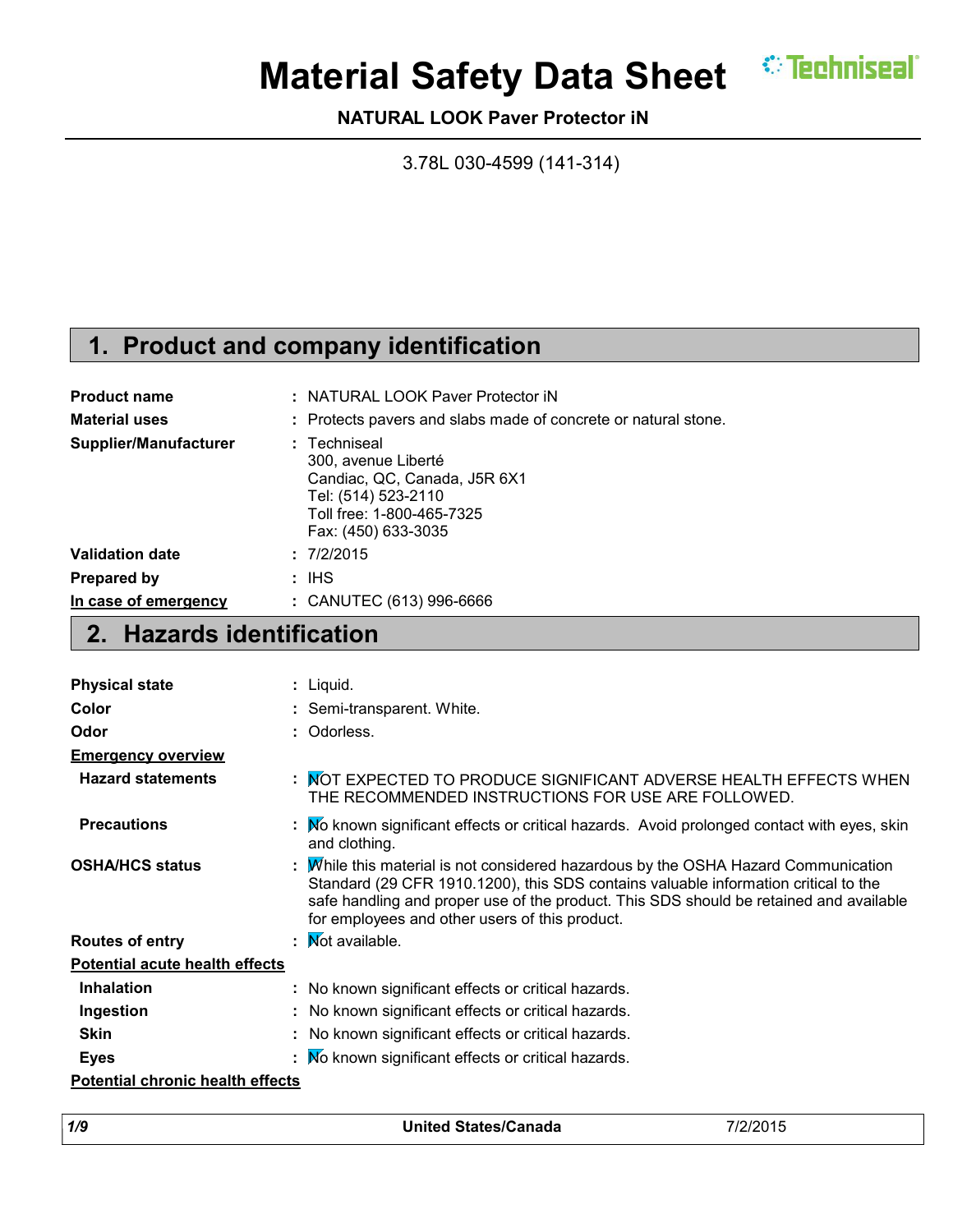# Material Safety Data Sheet

**NATURAL LOOK Paver Protector iN**

3.78L 030-4599 (141-314)

## 1. Product and company identification

| | |
|---|---|
| **Product name** | : NATURAL LOOK Paver Protector iN |
| **Material uses** | : Protects pavers and slabs made of concrete or natural stone. |
| **Supplier/Manufacturer** | : Techniseal<br>300, avenue Liberté<br>Candiac, QC, Canada, J5R 6X1<br>Tel: (514) 523-2110<br>Toll free: 1-800-465-7325<br>Fax: (450) 633-3035 |
| **Validation date** | : 7/2/2015 |
| **Prepared by** | : IHS |
| **In case of emergency** | : CANUTEC (613) 996-6666 |

## 2. Hazards identification

| | |
|---|---|
| **Physical state** | : Liquid. |
| **Color** | : Semi-transparent. White. |
| **Odor** | : Odorless. |

**Emergency overview**

| | |
|---|---|
| **Hazard statements** | : NOT EXPECTED TO PRODUCE SIGNIFICANT ADVERSE HEALTH EFFECTS WHEN THE RECOMMENDED INSTRUCTIONS FOR USE ARE FOLLOWED. |
| **Precautions** | : No known significant effects or critical hazards. Avoid prolonged contact with eyes, skin and clothing. |
| **OSHA/HCS status** | : While this material is not considered hazardous by the OSHA Hazard Communication Standard (29 CFR 1910.1200), this SDS contains valuable information critical to the safe handling and proper use of the product. This SDS should be retained and available for employees and other users of this product. |
| **Routes of entry** | : Not available. |

**Potential acute health effects**

| | |
|---|---|
| **Inhalation** | : No known significant effects or critical hazards. |
| **Ingestion** | : No known significant effects or critical hazards. |
| **Skin** | : No known significant effects or critical hazards. |
| **Eyes** | : No known significant effects or critical hazards. |

**Potential chronic health effects**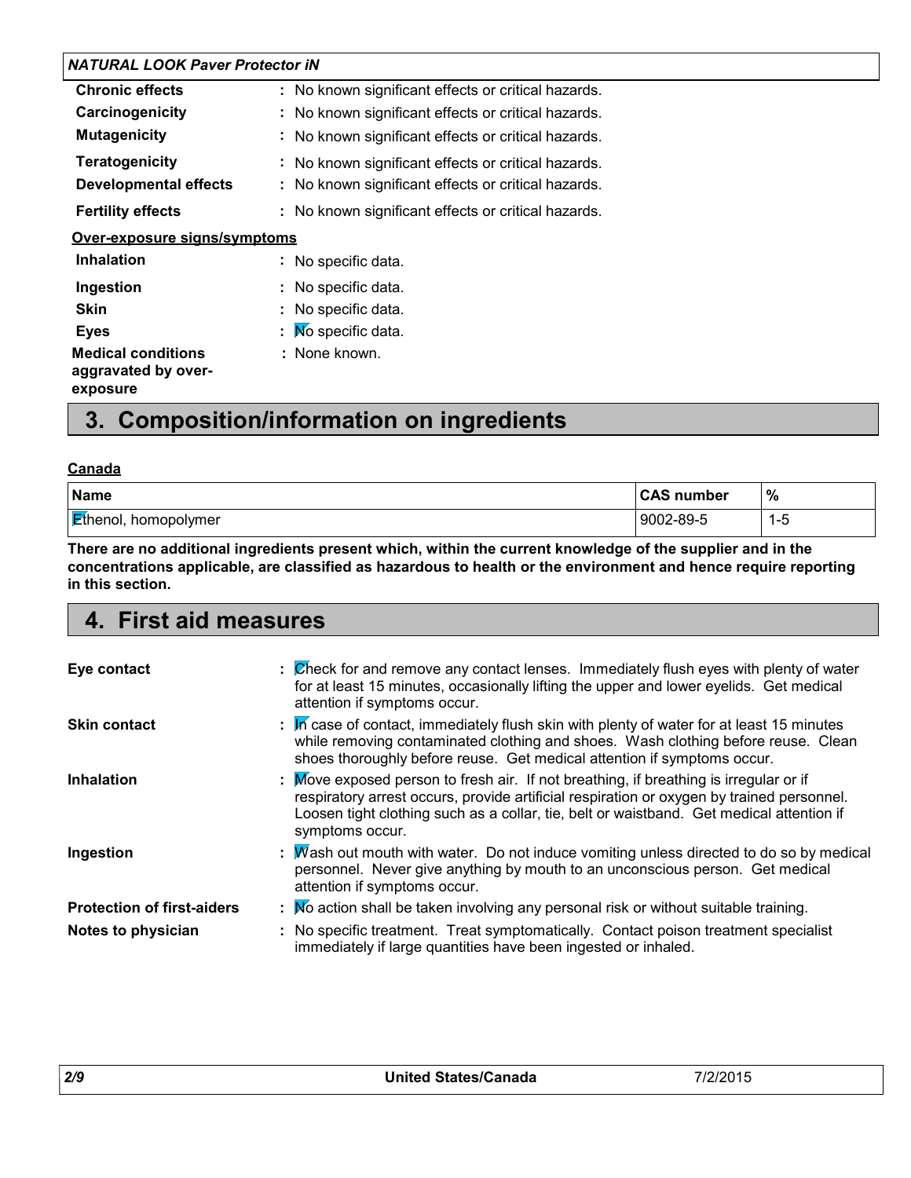| | |
|---|---|
| **Chronic effects** | : No known significant effects or critical hazards. |
| **Carcinogenicity** | : No known significant effects or critical hazards. |
| **Mutagenicity** | : No known significant effects or critical hazards. |
| **Teratogenicity** | : No known significant effects or critical hazards. |
| **Developmental effects** | : No known significant effects or critical hazards. |
| **Fertility effects** | : No known significant effects or critical hazards. |

**Over-exposure signs/symptoms**

| | |
|---|---|
| **Inhalation** | : No specific data. |
| **Ingestion** | : No specific data. |
| **Skin** | : No specific data. |
| **Eyes** | : No specific data. |
| **Medical conditions aggravated by over-exposure** | : None known. |

## 3. Composition/information on ingredients

**Canada**

| Name | CAS number | % |
|---|---|---|
| Ethenol, homopolymer | 9002-89-5 | 1-5 |

**There are no additional ingredients present which, within the current knowledge of the supplier and in the concentrations applicable, are classified as hazardous to health or the environment and hence require reporting in this section.**

## 4. First aid measures

| | |
|---|---|
| **Eye contact** | : Check for and remove any contact lenses. Immediately flush eyes with plenty of water for at least 15 minutes, occasionally lifting the upper and lower eyelids. Get medical attention if symptoms occur. |
| **Skin contact** | : In case of contact, immediately flush skin with plenty of water for at least 15 minutes while removing contaminated clothing and shoes. Wash clothing before reuse. Clean shoes thoroughly before reuse. Get medical attention if symptoms occur. |
| **Inhalation** | : Move exposed person to fresh air. If not breathing, if breathing is irregular or if respiratory arrest occurs, provide artificial respiration or oxygen by trained personnel. Loosen tight clothing such as a collar, tie, belt or waistband. Get medical attention if symptoms occur. |
| **Ingestion** | : Wash out mouth with water. Do not induce vomiting unless directed to do so by medical personnel. Never give anything by mouth to an unconscious person. Get medical attention if symptoms occur. |
| **Protection of first-aiders** | : No action shall be taken involving any personal risk or without suitable training. |
| **Notes to physician** | : No specific treatment. Treat symptomatically. Contact poison treatment specialist immediately if large quantities have been ingested or inhaled. |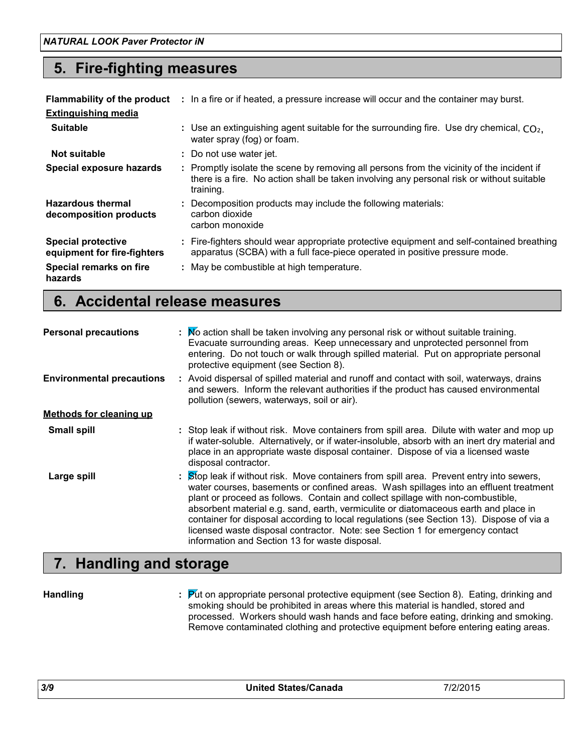## 5. Fire-fighting measures

**Flammability of the product** : In a fire or if heated, a pressure increase will occur and the container may burst.

**Extinguishing media**

**Suitable** : Use an extinguishing agent suitable for the surrounding fire. Use dry chemical, $CO_2$, water spray (fog) or foam.

**Not suitable** : Do not use water jet.

**Special exposure hazards** : Promptly isolate the scene by removing all persons from the vicinity of the incident if there is a fire. No action shall be taken involving any personal risk or without suitable training.

**Hazardous thermal decomposition products** : Decomposition products may include the following materials:
carbon dioxide
carbon monoxide

**Special protective equipment for fire-fighters** : Fire-fighters should wear appropriate protective equipment and self-contained breathing apparatus (SCBA) with a full face-piece operated in positive pressure mode.

**Special remarks on fire hazards** : May be combustible at high temperature.

## 6. Accidental release measures

**Personal precautions** : No action shall be taken involving any personal risk or without suitable training. Evacuate surrounding areas. Keep unnecessary and unprotected personnel from entering. Do not touch or walk through spilled material. Put on appropriate personal protective equipment (see Section 8).

**Environmental precautions** : Avoid dispersal of spilled material and runoff and contact with soil, waterways, drains and sewers. Inform the relevant authorities if the product has caused environmental pollution (sewers, waterways, soil or air).

**Methods for cleaning up**

**Small spill** : Stop leak if without risk. Move containers from spill area. Dilute with water and mop up if water-soluble. Alternatively, or if water-insoluble, absorb with an inert dry material and place in an appropriate waste disposal container. Dispose of via a licensed waste disposal contractor.

**Large spill** : Stop leak if without risk. Move containers from spill area. Prevent entry into sewers, water courses, basements or confined areas. Wash spillages into an effluent treatment plant or proceed as follows. Contain and collect spillage with non-combustible, absorbent material e.g. sand, earth, vermiculite or diatomaceous earth and place in container for disposal according to local regulations (see Section 13). Dispose of via a licensed waste disposal contractor. Note: see Section 1 for emergency contact information and Section 13 for waste disposal.

## 7. Handling and storage

**Handling** : Put on appropriate personal protective equipment (see Section 8). Eating, drinking and smoking should be prohibited in areas where this material is handled, stored and processed. Workers should wash hands and face before eating, drinking and smoking. Remove contaminated clothing and protective equipment before entering eating areas.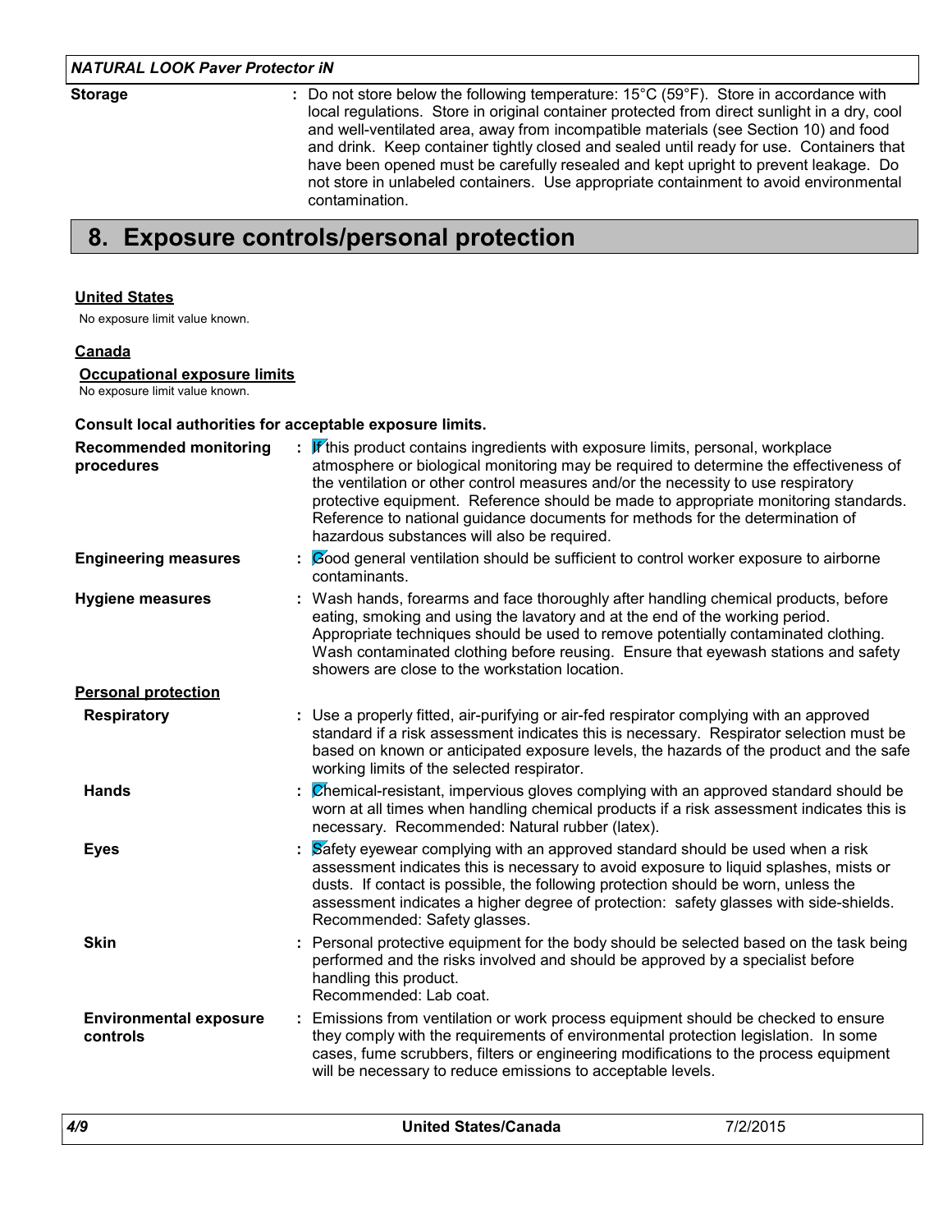**Storage** : Do not store below the following temperature: 15°C (59°F). Store in accordance with local regulations. Store in original container protected from direct sunlight in a dry, cool and well-ventilated area, away from incompatible materials (see Section 10) and food and drink. Keep container tightly closed and sealed until ready for use. Containers that have been opened must be carefully resealed and kept upright to prevent leakage. Do not store in unlabeled containers. Use appropriate containment to avoid environmental contamination.

## 8. Exposure controls/personal protection

**United States**

No exposure limit value known.

**Canada**

**Occupational exposure limits**

No exposure limit value known.

**Consult local authorities for acceptable exposure limits.**

**Recommended monitoring procedures** : If this product contains ingredients with exposure limits, personal, workplace atmosphere or biological monitoring may be required to determine the effectiveness of the ventilation or other control measures and/or the necessity to use respiratory protective equipment. Reference should be made to appropriate monitoring standards. Reference to national guidance documents for methods for the determination of hazardous substances will also be required.

**Engineering measures** : Good general ventilation should be sufficient to control worker exposure to airborne contaminants.

**Hygiene measures** : Wash hands, forearms and face thoroughly after handling chemical products, before eating, smoking and using the lavatory and at the end of the working period. Appropriate techniques should be used to remove potentially contaminated clothing. Wash contaminated clothing before reusing. Ensure that eyewash stations and safety showers are close to the workstation location.

**Personal protection**

**Respiratory** : Use a properly fitted, air-purifying or air-fed respirator complying with an approved standard if a risk assessment indicates this is necessary. Respirator selection must be based on known or anticipated exposure levels, the hazards of the product and the safe working limits of the selected respirator.

**Hands** : Chemical-resistant, impervious gloves complying with an approved standard should be worn at all times when handling chemical products if a risk assessment indicates this is necessary. Recommended: Natural rubber (latex).

**Eyes** : Safety eyewear complying with an approved standard should be used when a risk assessment indicates this is necessary to avoid exposure to liquid splashes, mists or dusts. If contact is possible, the following protection should be worn, unless the assessment indicates a higher degree of protection: safety glasses with side-shields. Recommended: Safety glasses.

**Skin** : Personal protective equipment for the body should be selected based on the task being performed and the risks involved and should be approved by a specialist before handling this product.
Recommended: Lab coat.

**Environmental exposure controls** : Emissions from ventilation or work process equipment should be checked to ensure they comply with the requirements of environmental protection legislation. In some cases, fume scrubbers, filters or engineering modifications to the process equipment will be necessary to reduce emissions to acceptable levels.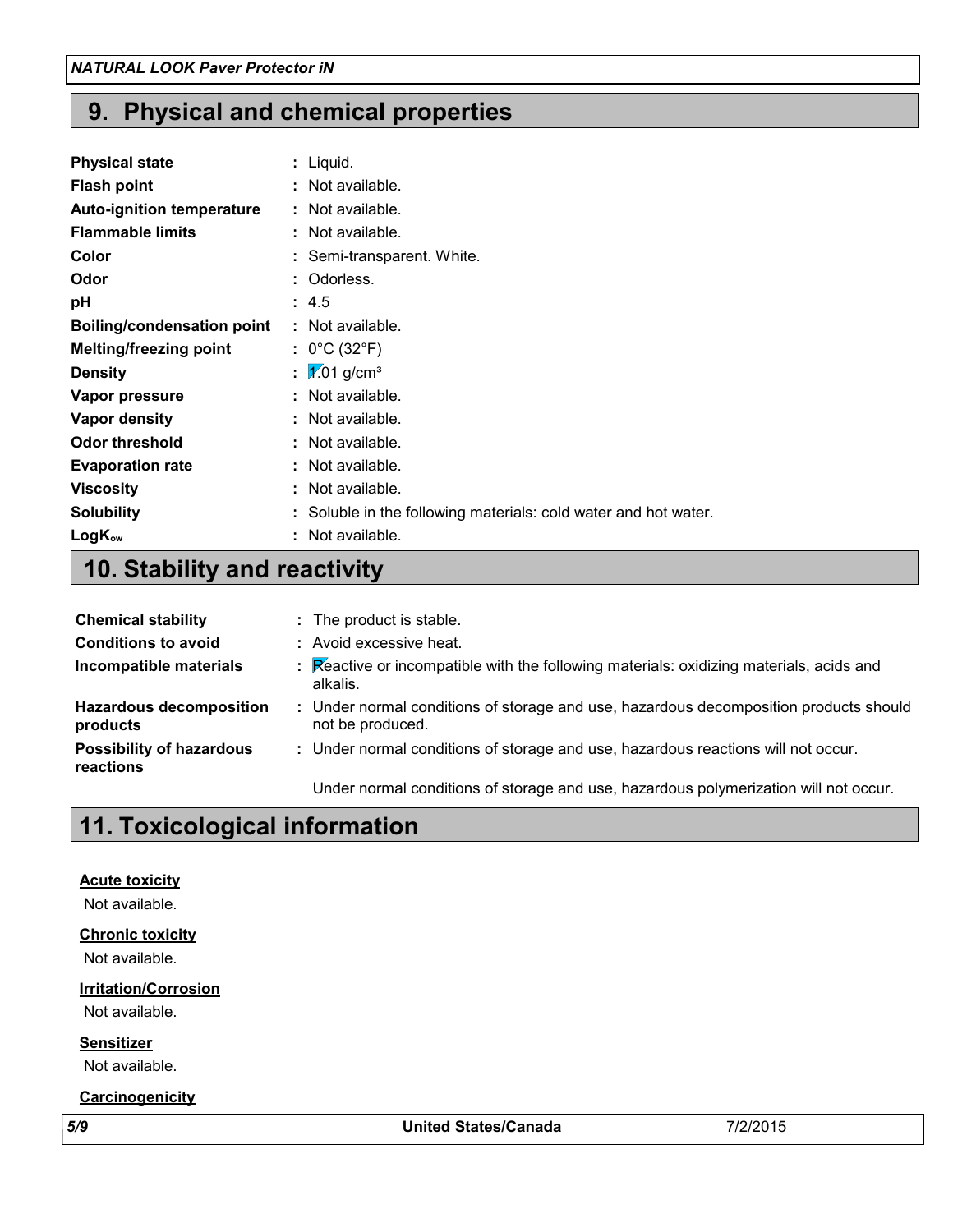## 9. Physical and chemical properties

| | |
|---|---|
| **Physical state** | : Liquid. |
| **Flash point** | : Not available. |
| **Auto-ignition temperature** | : Not available. |
| **Flammable limits** | : Not available. |
| **Color** | : Semi-transparent. White. |
| **Odor** | : Odorless. |
| **pH** | : 4.5 |
| **Boiling/condensation point** | : Not available. |
| **Melting/freezing point** | : 0°C (32°F) |
| **Density** | : 1.01 g/cm³ |
| **Vapor pressure** | : Not available. |
| **Vapor density** | : Not available. |
| **Odor threshold** | : Not available. |
| **Evaporation rate** | : Not available. |
| **Viscosity** | : Not available. |
| **Solubility** | : Soluble in the following materials: cold water and hot water. |
| **$LogK_{ow}$** | : Not available. |

## 10. Stability and reactivity

| | |
|---|---|
| **Chemical stability** | : The product is stable. |
| **Conditions to avoid** | : Avoid excessive heat. |
| **Incompatible materials** | : Reactive or incompatible with the following materials: oxidizing materials, acids and alkalis. |
| **Hazardous decomposition products** | : Under normal conditions of storage and use, hazardous decomposition products should not be produced. |
| **Possibility of hazardous reactions** | : Under normal conditions of storage and use, hazardous reactions will not occur. <br><br> Under normal conditions of storage and use, hazardous polymerization will not occur. |

## 11. Toxicological information

**Acute toxicity**

Not available.

**Chronic toxicity**

Not available.

**Irritation/Corrosion**

Not available.

**Sensitizer**

Not available.

**Carcinogenicity**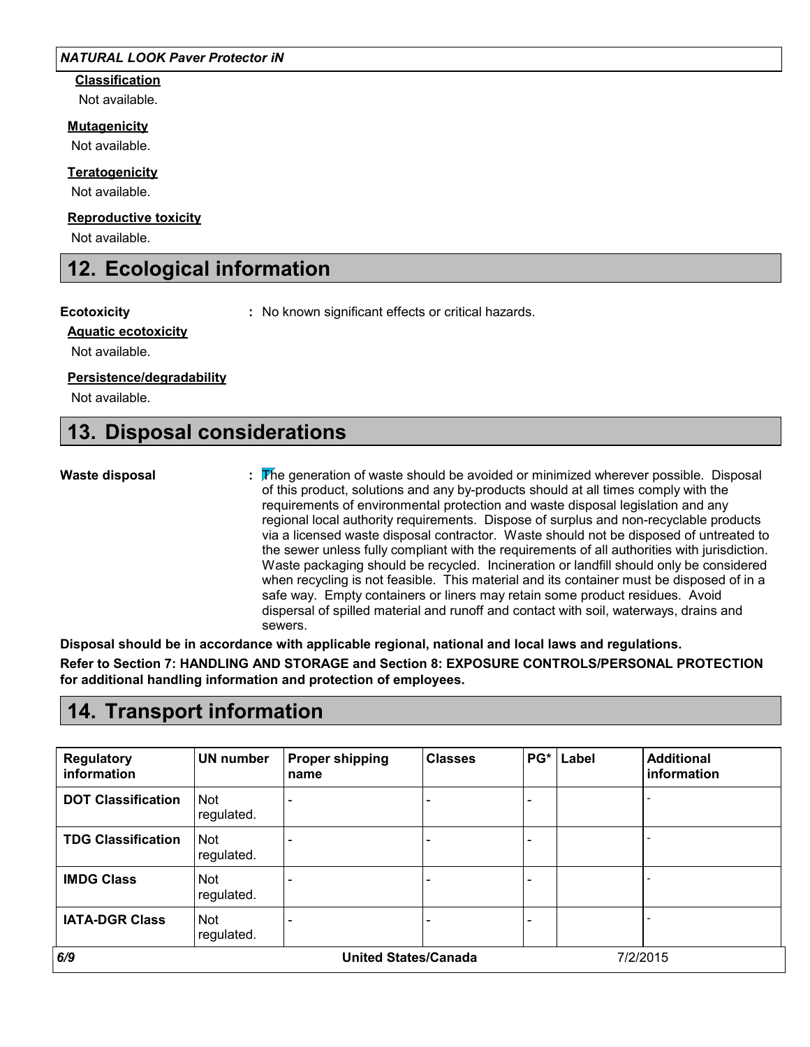**Classification**

Not available.

**Mutagenicity**

Not available.

**Teratogenicity**

Not available.

**Reproductive toxicity**

Not available.

## 12. Ecological information

**Ecotoxicity** : No known significant effects or critical hazards.

**Aquatic ecotoxicity**

Not available.

**Persistence/degradability**

Not available.

## 13. Disposal considerations

**Waste disposal** : The generation of waste should be avoided or minimized wherever possible. Disposal of this product, solutions and any by-products should at all times comply with the requirements of environmental protection and waste disposal legislation and any regional local authority requirements. Dispose of surplus and non-recyclable products via a licensed waste disposal contractor. Waste should not be disposed of untreated to the sewer unless fully compliant with the requirements of all authorities with jurisdiction. Waste packaging should be recycled. Incineration or landfill should only be considered when recycling is not feasible. This material and its container must be disposed of in a safe way. Empty containers or liners may retain some product residues. Avoid dispersal of spilled material and runoff and contact with soil, waterways, drains and sewers.

**Disposal should be in accordance with applicable regional, national and local laws and regulations.**

**Refer to Section 7: HANDLING AND STORAGE and Section 8: EXPOSURE CONTROLS/PERSONAL PROTECTION for additional handling information and protection of employees.**

## 14. Transport information

| Regulatory information | UN number | Proper shipping name | Classes | PG* | Label | Additional information |
|---|---|---|---|---|---|---|
| **DOT Classification** | Not regulated. | - | - | - | | - |
| **TDG Classification** | Not regulated. | - | - | - | | - |
| **IMDG Class** | Not regulated. | - | - | - | | - |
| **IATA-DGR Class** | Not regulated. | - | - | - | | - |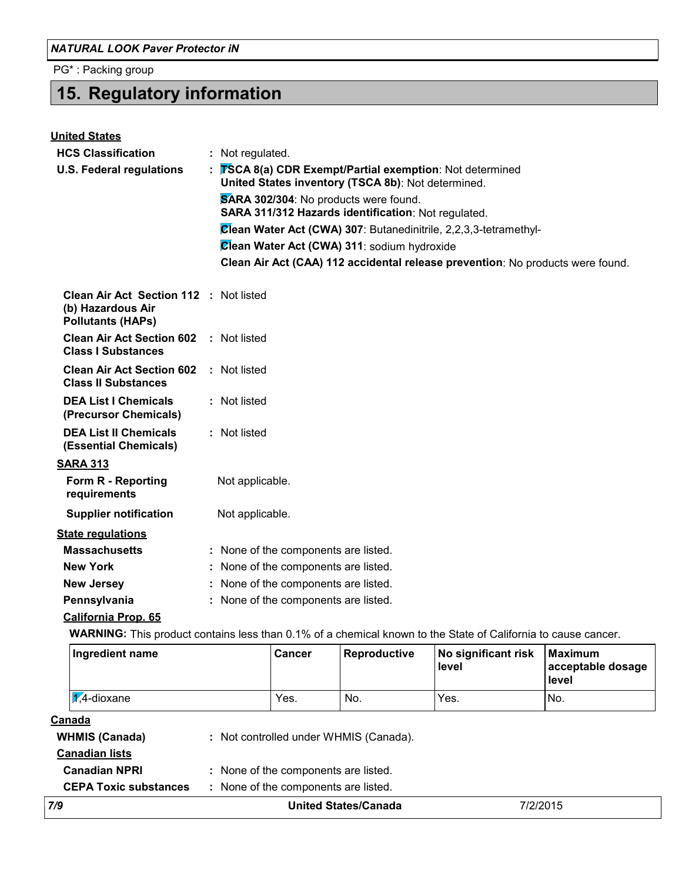PG* : Packing group

# 15. Regulatory information

**United States**

**HCS Classification** : Not regulated.

**U.S. Federal regulations** : **TSCA 8(a) CDR Exempt/Partial exemption**: Not determined
**United States inventory (TSCA 8b)**: Not determined.

**SARA 302/304**: No products were found.
**SARA 311/312 Hazards identification**: Not regulated.

**Clean Water Act (CWA) 307**: Butanedinitrile, 2,2,3,3-tetramethyl-

**Clean Water Act (CWA) 311**: sodium hydroxide

**Clean Air Act (CAA) 112 accidental release prevention**: No products were found.

**Clean Air Act Section 112 (b) Hazardous Air Pollutants (HAPs)** : Not listed

**Clean Air Act Section 602 Class I Substances** : Not listed

**Clean Air Act Section 602 Class II Substances** : Not listed

**DEA List I Chemicals (Precursor Chemicals)** : Not listed

**DEA List II Chemicals (Essential Chemicals)** : Not listed

**SARA 313**

**Form R - Reporting requirements** Not applicable.

**Supplier notification** Not applicable.

**State regulations**

**Massachusetts** : None of the components are listed.

**New York** : None of the components are listed.

**New Jersey** : None of the components are listed.

**Pennsylvania** : None of the components are listed.

**California Prop. 65**

**WARNING:** This product contains less than 0.1% of a chemical known to the State of California to cause cancer.

| Ingredient name | Cancer | Reproductive | No significant risk level | Maximum acceptable dosage level |
|---|---|---|---|---|
| 1,4-dioxane | Yes. | No. | Yes. | No. |

**Canada**

**WHMIS (Canada)** : Not controlled under WHMIS (Canada).

**Canadian lists**

**Canadian NPRI** : None of the components are listed.

**CEPA Toxic substances** : None of the components are listed.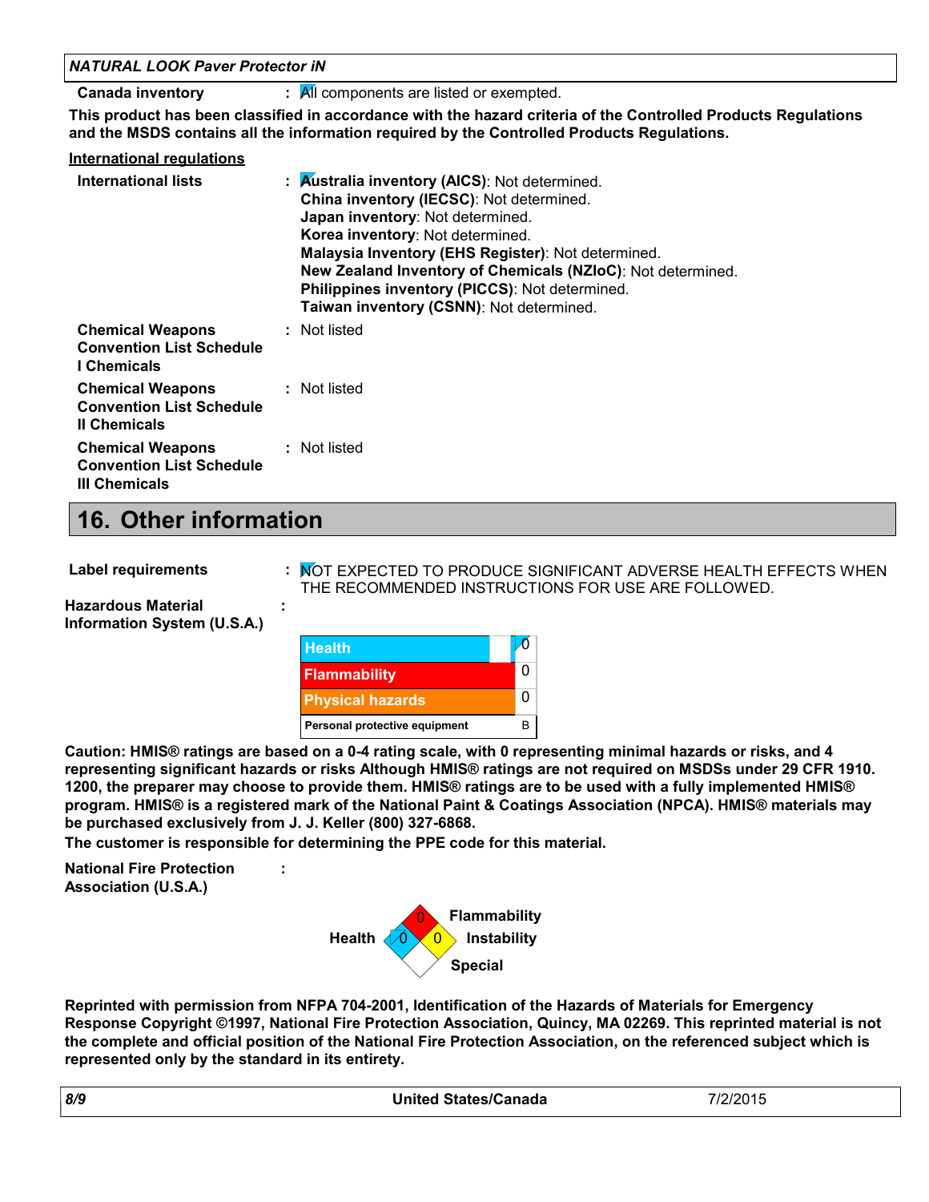**Canada inventory** : All components are listed or exempted.

**This product has been classified in accordance with the hazard criteria of the Controlled Products Regulations and the MSDS contains all the information required by the Controlled Products Regulations.**

**International regulations**

**International lists** : **Australia inventory (AICS)**: Not determined.
**China inventory (IECSC)**: Not determined.
**Japan inventory**: Not determined.
**Korea inventory**: Not determined.
**Malaysia Inventory (EHS Register)**: Not determined.
**New Zealand Inventory of Chemicals (NZIoC)**: Not determined.
**Philippines inventory (PICCS)**: Not determined.
**Taiwan inventory (CSNN)**: Not determined.

**Chemical Weapons Convention List Schedule I Chemicals** : Not listed

**Chemical Weapons Convention List Schedule II Chemicals** : Not listed

**Chemical Weapons Convention List Schedule III Chemicals** : Not listed

## 16. Other information

**Label requirements** : NOT EXPECTED TO PRODUCE SIGNIFICANT ADVERSE HEALTH EFFECTS WHEN THE RECOMMENDED INSTRUCTIONS FOR USE ARE FOLLOWED.

**Hazardous Material Information System (U.S.A.)** :

| Health | 0 |
|---|---|
| Flammability | 0 |
| Physical hazards | 0 |
| Personal protective equipment | B |

**Caution: HMIS® ratings are based on a 0-4 rating scale, with 0 representing minimal hazards or risks, and 4 representing significant hazards or risks Although HMIS® ratings are not required on MSDSs under 29 CFR 1910. 1200, the preparer may choose to provide them. HMIS® ratings are to be used with a fully implemented HMIS® program. HMIS® is a registered mark of the National Paint & Coatings Association (NPCA). HMIS® materials may be purchased exclusively from J. J. Keller (800) 327-6868.**

**The customer is responsible for determining the PPE code for this material.**

**National Fire Protection Association (U.S.A.)** :

Health: 0
Flammability: 0
Instability: 0
Special:

**Reprinted with permission from NFPA 704-2001, Identification of the Hazards of Materials for Emergency Response Copyright ©1997, National Fire Protection Association, Quincy, MA 02269. This reprinted material is not the complete and official position of the National Fire Protection Association, on the referenced subject which is represented only by the standard in its entirety.**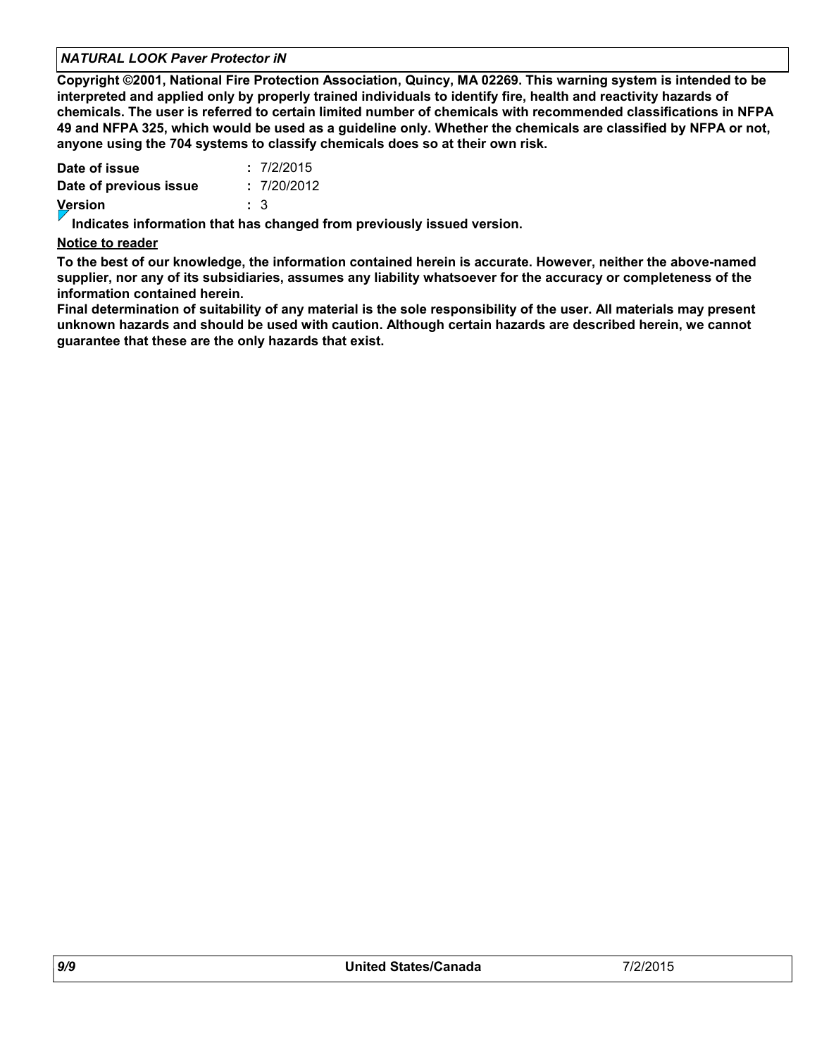**Copyright ©2001, National Fire Protection Association, Quincy, MA 02269. This warning system is intended to be interpreted and applied only by properly trained individuals to identify fire, health and reactivity hazards of chemicals. The user is referred to certain limited number of chemicals with recommended classifications in NFPA 49 and NFPA 325, which would be used as a guideline only. Whether the chemicals are classified by NFPA or not, anyone using the 704 systems to classify chemicals does so at their own risk.**

| | |
|---|---|
| **Date of issue** | **:** 7/2/2015 |
| **Date of previous issue** | **:** 7/20/2012 |
| **Version** | **:** 3 |

**Indicates information that has changed from previously issued version.**

**Notice to reader**

**To the best of our knowledge, the information contained herein is accurate. However, neither the above-named supplier, nor any of its subsidiaries, assumes any liability whatsoever for the accuracy or completeness of the information contained herein.**

**Final determination of suitability of any material is the sole responsibility of the user. All materials may present unknown hazards and should be used with caution. Although certain hazards are described herein, we cannot guarantee that these are the only hazards that exist.**